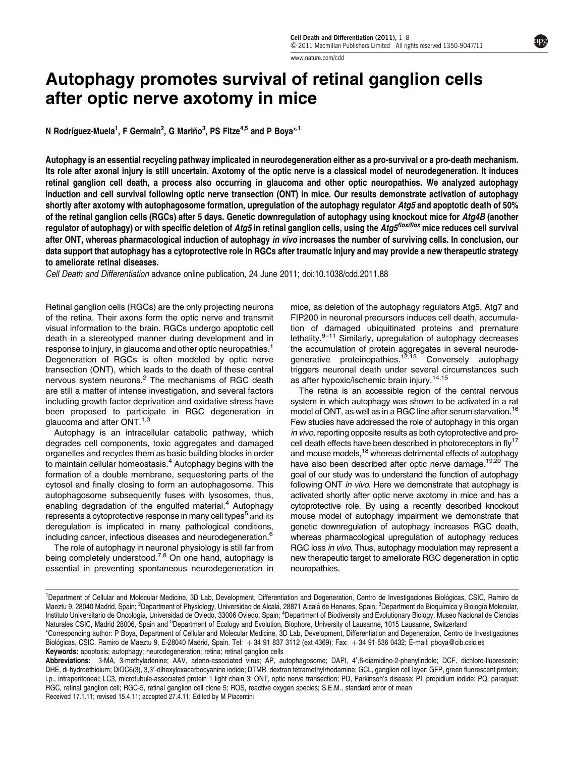# Autophagy promotes survival of retinal ganglion cells after optic nerve axotomy in mice

N Rodríguez-Muela[1], F Germain[2], G Mariño[3], PS Fitze[4,5] and P Boya*[,1]

**Autophagy is an essential recycling pathway implicated in neurodegeneration either as a pro-survival or a pro-death mechanism. Its role after axonal injury is still uncertain. Axotomy of the optic nerve is a classical model of neurodegeneration. It induces retinal ganglion cell death, a process also occurring in glaucoma and other optic neuropathies. We analyzed autophagy induction and cell survival following optic nerve transection (ONT) in mice. Our results demonstrate activation of autophagy shortly after axotomy with autophagosome formation, upregulation of the autophagy regulator *Atg5* and apoptotic death of 50% of the retinal ganglion cells (RGCs) after 5 days. Genetic downregulation of autophagy using knockout mice for *Atg4B* (another regulator of autophagy) or with specific deletion of *Atg5* in retinal ganglion cells, using the *Atg5$^{flox/flox}$* mice reduces cell survival after ONT, whereas pharmacological induction of autophagy *in vivo* increases the number of surviving cells. In conclusion, our data support that autophagy has a cytoprotective role in RGCs after traumatic injury and may provide a new therapeutic strategy to ameliorate retinal diseases.**

*Cell Death and Differentiation* advance online publication, 24 June 2011; doi:10.1038/cdd.2011.88

Retinal ganglion cells (RGCs) are the only projecting neurons of the retina. Their axons form the optic nerve and transmit visual information to the brain. RGCs undergo apoptotic cell death in a stereotyped manner during development and in response to injury, in glaucoma and other optic neuropathies.[1] Degeneration of RGCs is often modeled by optic nerve transection (ONT), which leads to the death of these central nervous system neurons.[2] The mechanisms of RGC death are still a matter of intense investigation, and several factors including growth factor deprivation and oxidative stress have been proposed to participate in RGC degeneration in glaucoma and after ONT.[1,3]

Autophagy is an intracellular catabolic pathway, which degrades cell components, toxic aggregates and damaged organelles and recycles them as basic building blocks in order to maintain cellular homeostasis.[4] Autophagy begins with the formation of a double membrane, sequestering parts of the cytosol and finally closing to form an autophagosome. This autophagosome subsequently fuses with lysosomes, thus, enabling degradation of the engulfed material.[4] Autophagy represents a cytoprotective response in many cell types[5] and its deregulation is implicated in many pathological conditions, including cancer, infectious diseases and neurodegeneration.[6]

The role of autophagy in neuronal physiology is still far from being completely understood.[7,8] On one hand, autophagy is essential in preventing spontaneous neurodegeneration in mice, as deletion of the autophagy regulators Atg5, Atg7 and FIP200 in neuronal precursors induces cell death, accumulation of damaged ubiquitinated proteins and premature lethality.[9–11] Similarly, upregulation of autophagy decreases the accumulation of protein aggregates in several neurodegenerative proteinopathies.[12,13] Conversely autophagy triggers neuronal death under several circumstances such as after hypoxic/ischemic brain injury.[14,15]

The retina is an accessible region of the central nervous system in which autophagy was shown to be activated in a rat model of ONT, as well as in a RGC line after serum starvation.[16] Few studies have addressed the role of autophagy in this organ *in vivo,* reporting opposite results as both cytoprotective and pro-cell death effects have been described in photoreceptors in fly[17] and mouse models,[18] whereas detrimental effects of autophagy have also been described after optic nerve damage.[19,20] The goal of our study was to understand the function of autophagy following ONT *in vivo*. Here we demonstrate that autophagy is activated shortly after optic nerve axotomy in mice and has a cytoprotective role. By using a recently described knockout mouse model of autophagy impairment we demonstrate that genetic downregulation of autophagy increases RGC death, whereas pharmacological upregulation of autophagy reduces RGC loss *in vivo*. Thus, autophagy modulation may represent a new therapeutic target to ameliorate RGC degeneration in optic neuropathies.

---

[1]Department of Cellular and Molecular Medicine, 3D Lab, Development, Differentiation and Degeneration, Centro de Investigaciones Biológicas, CSIC, Ramiro de Maeztu 9, 28040 Madrid, Spain; [2]Department of Physiology, Universidad de Alcalá, 28871 Alcalá de Henares, Spain; [3]Departmento de Bioquímica y Biología Molecular, Instituto Universitario de Oncología, Universidad de Oviedo, 33006 Oviedo, Spain; [4]Department of Biodiversity and Evolutionary Biology, Museo Nacional de Ciencias Naturales CSIC, Madrid 28006, Spain and [5]Department of Ecology and Evolution, Biophore, University of Lausanne, 1015 Lausanne, Switzerland

*Corresponding author: P Boya, Department of Cellular and Molecular Medicine, 3D Lab, Development, Differentiation and Degeneration, Centro de Investigaciones Biológicas, CSIC, Ramiro de Maeztu 9, E-28040 Madrid, Spain. Tel: + 34 91 837 3112 (ext 4369); Fax: + 34 91 536 0432; E-mail: pboya@cib.csic.es

**Keywords:** apoptosis; autophagy; neurodegeneration; retina; retinal ganglion cells

**Abbreviations:** 3-MA, 3-methyladenine; AAV, adeno-associated virus; AP, autophagosome; DAPI, 4′,6-diamidino-2-phenylindole; DCF, dichloro-fluorescein; DHE, di-hydroethidium; DiOC6(3), 3,3′-dihexyloxacarbocyanine iodide; DTMR, dextran tetramethylrhodamine; GCL, ganglion cell layer; GFP, green fluorescent protein; i.p., intraperitoneal; LC3, microtubule-associated protein 1 light chain 3; ONT, optic nerve transection; PD, Parkinson's disease; PI, propidium iodide; PQ, paraquat; RGC, retinal ganglion cell; RGC-5, retinal ganglion cell clone 5; ROS, reactive oxygen species; S.E.M., standard error of mean

Received 17.1.11; revised 15.4.11; accepted 27.4.11; Edited by M Piacentini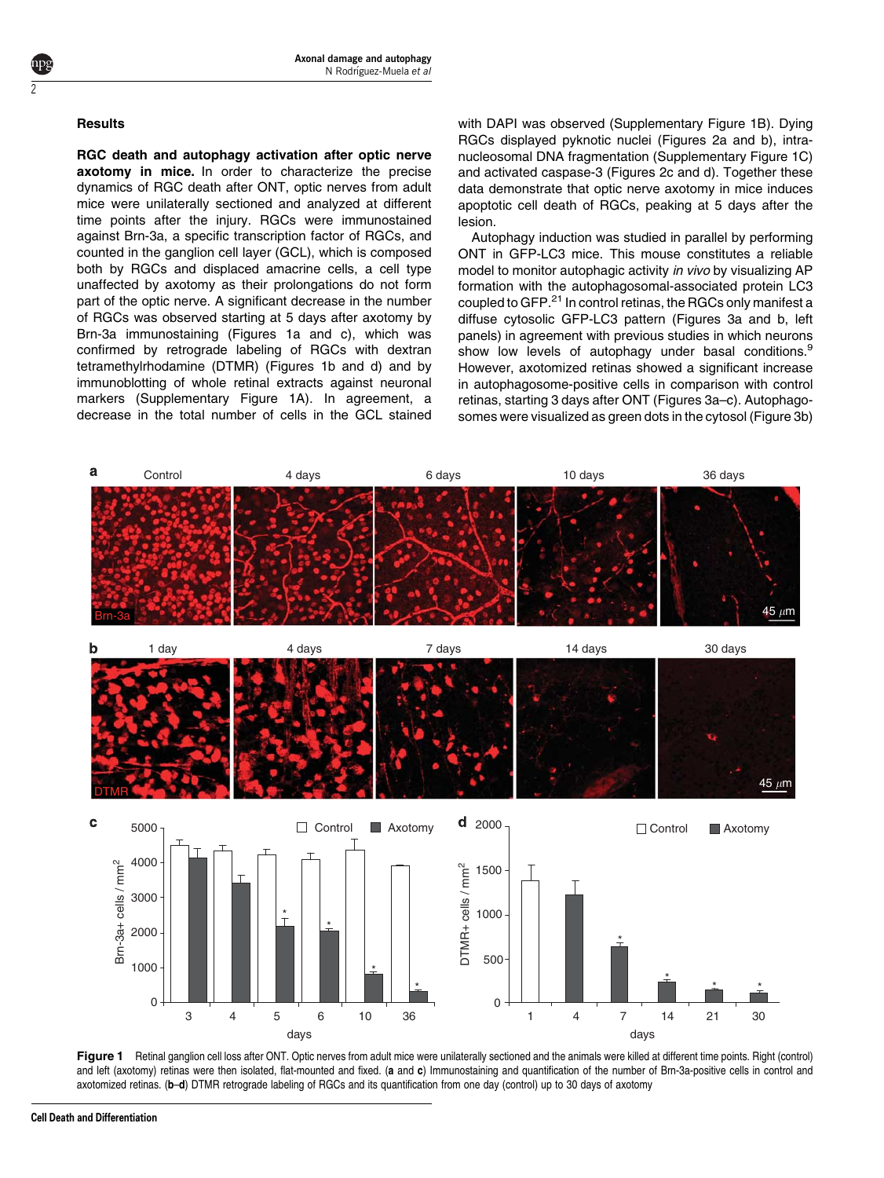## Results

**RGC death and autophagy activation after optic nerve axotomy in mice.** In order to characterize the precise dynamics of RGC death after ONT, optic nerves from adult mice were unilaterally sectioned and analyzed at different time points after the injury. RGCs were immunostained against Brn-3a, a specific transcription factor of RGCs, and counted in the ganglion cell layer (GCL), which is composed both by RGCs and displaced amacrine cells, a cell type unaffected by axotomy as their prolongations do not form part of the optic nerve. A significant decrease in the number of RGCs was observed starting at 5 days after axotomy by Brn-3a immunostaining (Figures 1a and c), which was confirmed by retrograde labeling of RGCs with dextran tetramethylrhodamine (DTMR) (Figures 1b and d) and by immunoblotting of whole retinal extracts against neuronal markers (Supplementary Figure 1A). In agreement, a decrease in the total number of cells in the GCL stained with DAPI was observed (Supplementary Figure 1B). Dying RGCs displayed pyknotic nuclei (Figures 2a and b), intranucleosomal DNA fragmentation (Supplementary Figure 1C) and activated caspase-3 (Figures 2c and d). Together these data demonstrate that optic nerve axotomy in mice induces apoptotic cell death of RGCs, peaking at 5 days after the lesion.

Autophagy induction was studied in parallel by performing ONT in GFP-LC3 mice. This mouse constitutes a reliable model to monitor autophagic activity *in vivo* by visualizing AP formation with the autophagosomal-associated protein LC3 coupled to GFP.[21] In control retinas, the RGCs only manifest a diffuse cytosolic GFP-LC3 pattern (Figures 3a and b, left panels) in agreement with previous studies in which neurons show low levels of autophagy under basal conditions.[9] However, axotomized retinas showed a significant increase in autophagosome-positive cells in comparison with control retinas, starting 3 days after ONT (Figures 3a–c). Autophagosomes were visualized as green dots in the cytosol (Figure 3b)

**Figure 1** Retinal ganglion cell loss after ONT. Optic nerves from adult mice were unilaterally sectioned and the animals were killed at different time points. Right (control) and left (axotomy) retinas were then isolated, flat-mounted and fixed. (**a** and **c**) Immunostaining and quantification of the number of Brn-3a-positive cells in control and axotomized retinas. (**b**–**d**) DTMR retrograde labeling of RGCs and its quantification from one day (control) up to 30 days of axotomy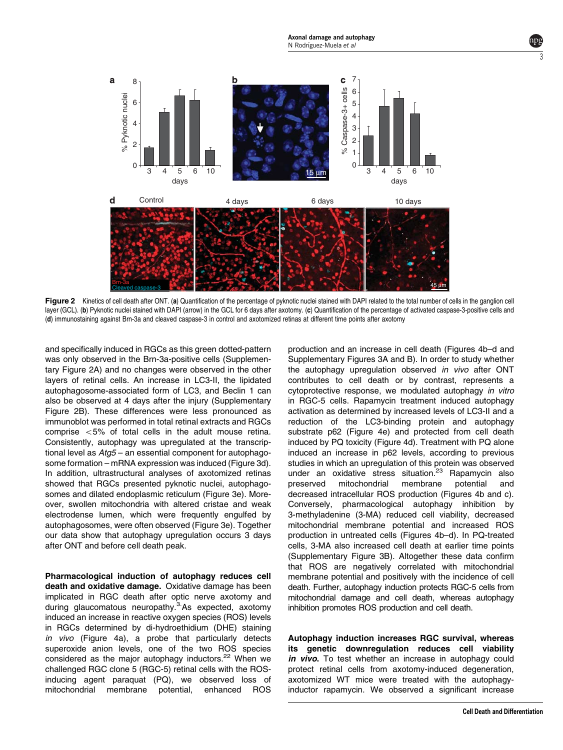Figure 2 Kinetics of cell death after ONT. (**a**) Quantification of the percentage of pyknotic nuclei stained with DAPI related to the total number of cells in the ganglion cell layer (GCL). (**b**) Pyknotic nuclei stained with DAPI (arrow) in the GCL for 6 days after axotomy. (**c**) Quantification of the percentage of activated caspase-3-positive cells and (**d**) immunostaining against Brn-3a and cleaved caspase-3 in control and axotomized retinas at different time points after axotomy

and specifically induced in RGCs as this green dotted-pattern was only observed in the Brn-3a-positive cells (Supplementary Figure 2A) and no changes were observed in the other layers of retinal cells. An increase in LC3-II, the lipidated autophagosome-associated form of LC3, and Beclin 1 can also be observed at 4 days after the injury (Supplementary Figure 2B). These differences were less pronounced as immunoblot was performed in total retinal extracts and RGCs comprise <5% of total cells in the adult mouse retina. Consistently, autophagy was upregulated at the transcriptional level as *Atg5* – an essential component for autophagosome formation – mRNA expression was induced (Figure 3d). In addition, ultrastructural analyses of axotomized retinas showed that RGCs presented pyknotic nuclei, autophagosomes and dilated endoplasmic reticulum (Figure 3e). Moreover, swollen mitochondria with altered cristae and weak electrodense lumen, which were frequently engulfed by autophagosomes, were often observed (Figure 3e). Together our data show that autophagy upregulation occurs 3 days after ONT and before cell death peak.

**Pharmacological induction of autophagy reduces cell death and oxidative damage.** Oxidative damage has been implicated in RGC death after optic nerve axotomy and during glaucomatous neuropathy.[3] As expected, axotomy induced an increase in reactive oxygen species (ROS) levels in RGCs determined by di-hydroethidium (DHE) staining *in vivo* (Figure 4a), a probe that particularly detects superoxide anion levels, one of the two ROS species considered as the major autophagy inductors.[22] When we challenged RGC clone 5 (RGC-5) retinal cells with the ROS-inducing agent paraquat (PQ), we observed loss of mitochondrial membrane potential, enhanced ROS production and an increase in cell death (Figures 4b–d and Supplementary Figures 3A and B). In order to study whether the autophagy upregulation observed *in vivo* after ONT contributes to cell death or by contrast, represents a cytoprotective response, we modulated autophagy *in vitro* in RGC-5 cells. Rapamycin treatment induced autophagy activation as determined by increased levels of LC3-II and a reduction of the LC3-binding protein and autophagy substrate p62 (Figure 4e) and protected from cell death induced by PQ toxicity (Figure 4d). Treatment with PQ alone induced an increase in p62 levels, according to previous studies in which an upregulation of this protein was observed under an oxidative stress situation.[23] Rapamycin also preserved mitochondrial membrane potential and decreased intracellular ROS production (Figures 4b and c). Conversely, pharmacological autophagy inhibition by 3-methyladenine (3-MA) reduced cell viability, decreased mitochondrial membrane potential and increased ROS production in untreated cells (Figures 4b–d). In PQ-treated cells, 3-MA also increased cell death at earlier time points (Supplementary Figure 3B). Altogether these data confirm that ROS are negatively correlated with mitochondrial membrane potential and positively with the incidence of cell death. Further, autophagy induction protects RGC-5 cells from mitochondrial damage and cell death, whereas autophagy inhibition promotes ROS production and cell death.

**Autophagy induction increases RGC survival, whereas its genetic downregulation reduces cell viability *in vivo*.** To test whether an increase in autophagy could protect retinal cells from axotomy-induced degeneration, axotomized WT mice were treated with the autophagy-inductor rapamycin. We observed a significant increase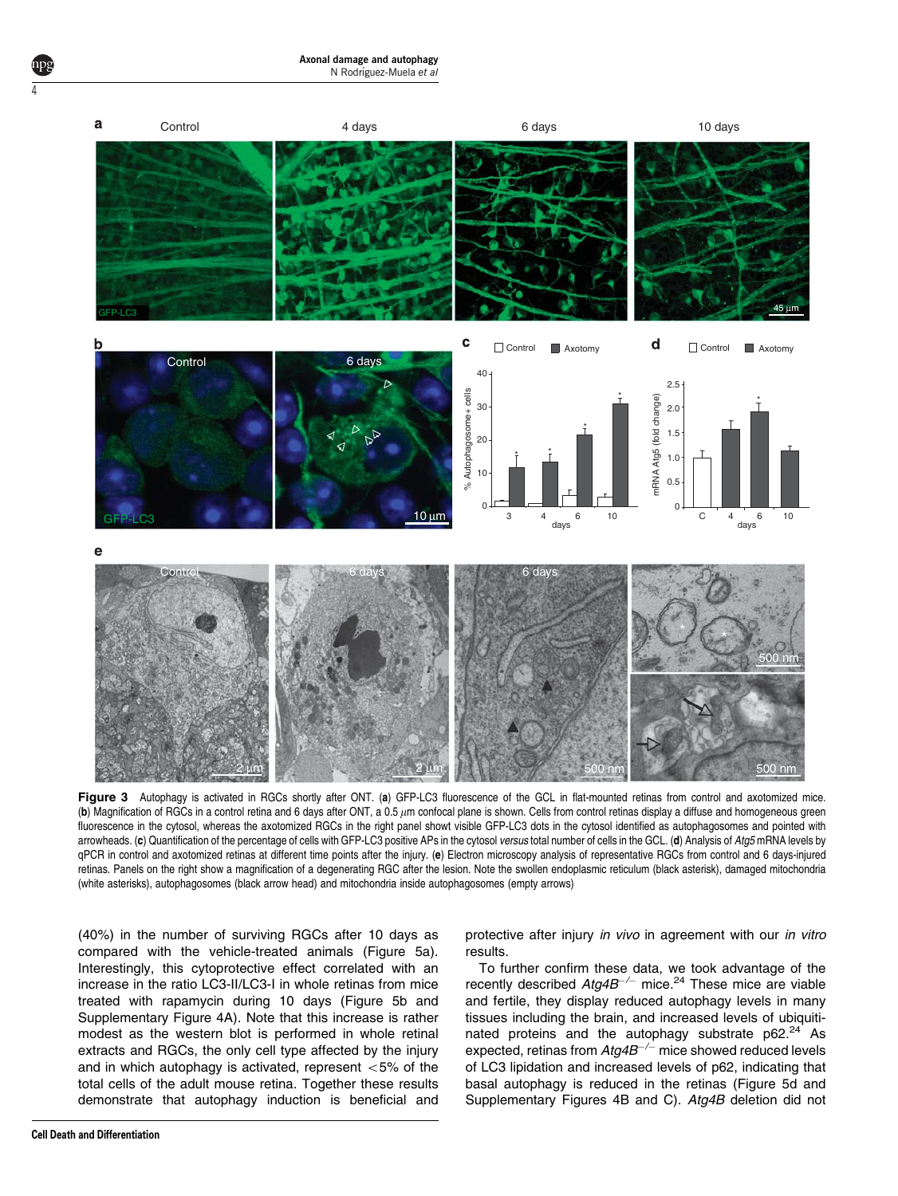**Figure 3** Autophagy is activated in RGCs shortly after ONT. (**a**) GFP-LC3 fluorescence of the GCL in flat-mounted retinas from control and axotomized mice. (**b**) Magnification of RGCs in a control retina and 6 days after ONT, a 0.5 $\mu$m confocal plane is shown. Cells from control retinas display a diffuse and homogeneous green fluorescence in the cytosol, whereas the axotomized RGCs in the right panel showt visible GFP-LC3 dots in the cytosol identified as autophagosomes and pointed with arrowheads. (**c**) Quantification of the percentage of cells with GFP-LC3 positive APs in the cytosol *versus* total number of cells in the GCL. (**d**) Analysis of *Atg5* mRNA levels by qPCR in control and axotomized retinas at different time points after the injury. (**e**) Electron microscopy analysis of representative RGCs from control and 6 days-injured retinas. Panels on the right show a magnification of a degenerating RGC after the lesion. Note the swollen endoplasmic reticulum (black asterisk), damaged mitochondria (white asterisks), autophagosomes (black arrow head) and mitochondria inside autophagosomes (empty arrows)

(40%) in the number of surviving RGCs after 10 days as compared with the vehicle-treated animals (Figure 5a). Interestingly, this cytoprotective effect correlated with an increase in the ratio LC3-II/LC3-I in whole retinas from mice treated with rapamycin during 10 days (Figure 5b and Supplementary Figure 4A). Note that this increase is rather modest as the western blot is performed in whole retinal extracts and RGCs, the only cell type affected by the injury and in which autophagy is activated, represent <5% of the total cells of the adult mouse retina. Together these results demonstrate that autophagy induction is beneficial and protective after injury *in vivo* in agreement with our *in vitro* results.

To further confirm these data, we took advantage of the recently described *Atg4B*$^{-/-}$ mice.[24] These mice are viable and fertile, they display reduced autophagy levels in many tissues including the brain, and increased levels of ubiquitinated proteins and the autophagy substrate p62.[24] As expected, retinas from *Atg4B*$^{-/-}$ mice showed reduced levels of LC3 lipidation and increased levels of p62, indicating that basal autophagy is reduced in the retinas (Figure 5d and Supplementary Figures 4B and C). *Atg4B* deletion did not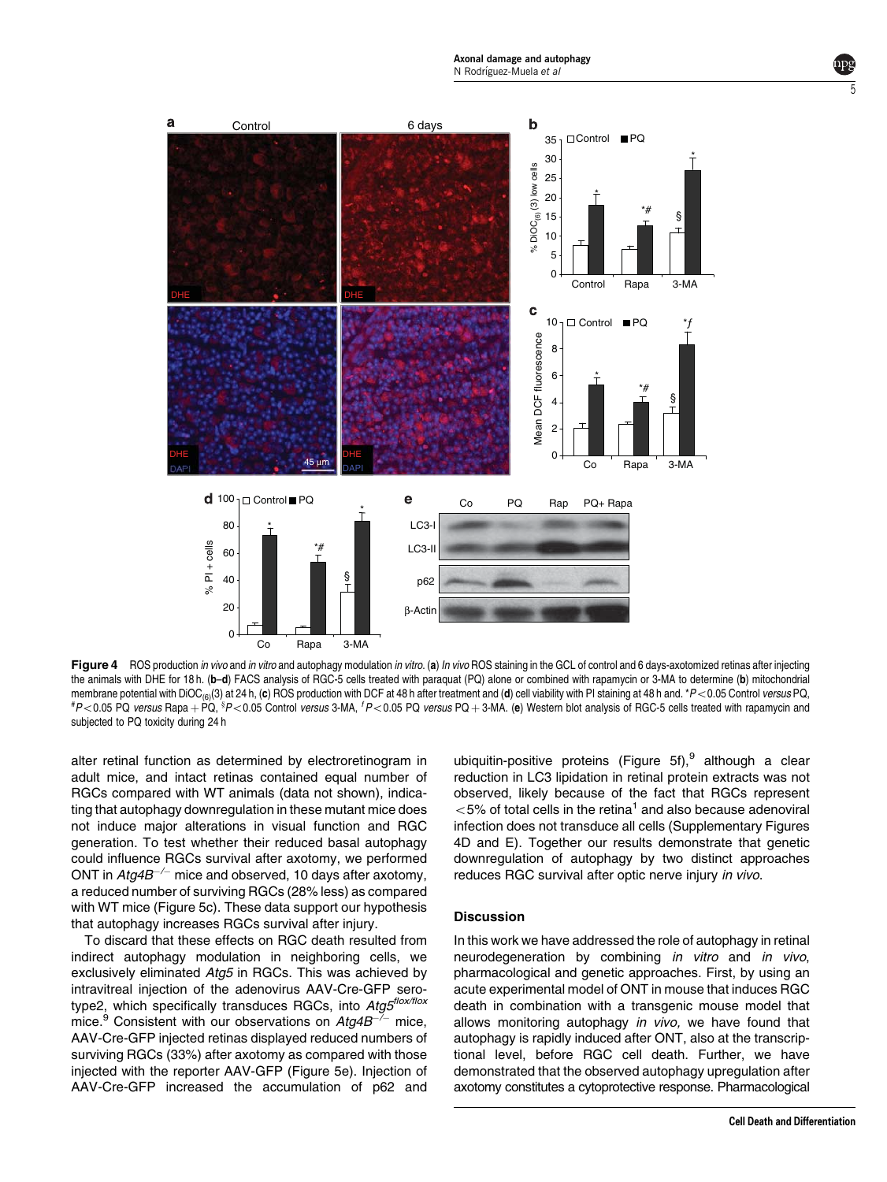**Figure 4** ROS production *in vivo* and *in vitro* and autophagy modulation *in vitro*. (**a**) *In vivo* ROS staining in the GCL of control and 6 days-axotomized retinas after injecting the animals with DHE for 18 h. (**b**–**d**) FACS analysis of RGC-5 cells treated with paraquat (PQ) alone or combined with rapamycin or 3-MA to determine (**b**) mitochondrial membrane potential with $DiOC_{(6)}(3)$ at 24 h, (**c**) ROS production with DCF at 48 h after treatment and (**d**) cell viability with PI staining at 48 h and. \*$P < 0.05$ Control *versus* PQ, #$P < 0.05$ PQ *versus* Rapa + PQ, §$P < 0.05$ Control *versus* 3-MA, ƒ$P < 0.05$ PQ *versus* PQ + 3-MA. (**e**) Western blot analysis of RGC-5 cells treated with rapamycin and subjected to PQ toxicity during 24 h

alter retinal function as determined by electroretinogram in adult mice, and intact retinas contained equal number of RGCs compared with WT animals (data not shown), indicating that autophagy downregulation in these mutant mice does not induce major alterations in visual function and RGC generation. To test whether their reduced basal autophagy could influence RGCs survival after axotomy, we performed ONT in *Atg4B*$^{-/-}$ mice and observed, 10 days after axotomy, a reduced number of surviving RGCs (28% less) as compared with WT mice (Figure 5c). These data support our hypothesis that autophagy increases RGCs survival after injury.

To discard that these effects on RGC death resulted from indirect autophagy modulation in neighboring cells, we exclusively eliminated *Atg5* in RGCs. This was achieved by intravitreal injection of the adenovirus AAV-Cre-GFP serotype2, which specifically transduces RGCs, into *Atg5*$^{flox/flox}$ mice.[9] Consistent with our observations on *Atg4B*$^{-/-}$ mice, AAV-Cre-GFP injected retinas displayed reduced numbers of surviving RGCs (33%) after axotomy as compared with those injected with the reporter AAV-GFP (Figure 5e). Injection of AAV-Cre-GFP increased the accumulation of p62 and ubiquitin-positive proteins (Figure 5f),[9] although a clear reduction in LC3 lipidation in retinal protein extracts was not observed, likely because of the fact that RGCs represent <5% of total cells in the retina[1] and also because adenoviral infection does not transduce all cells (Supplementary Figures 4D and E). Together our results demonstrate that genetic downregulation of autophagy by two distinct approaches reduces RGC survival after optic nerve injury *in vivo*.

## Discussion

In this work we have addressed the role of autophagy in retinal neurodegeneration by combining *in vitro* and *in vivo*, pharmacological and genetic approaches. First, by using an acute experimental model of ONT in mouse that induces RGC death in combination with a transgenic mouse model that allows monitoring autophagy *in vivo,* we have found that autophagy is rapidly induced after ONT, also at the transcriptional level, before RGC cell death. Further, we have demonstrated that the observed autophagy upregulation after axotomy constitutes a cytoprotective response. Pharmacological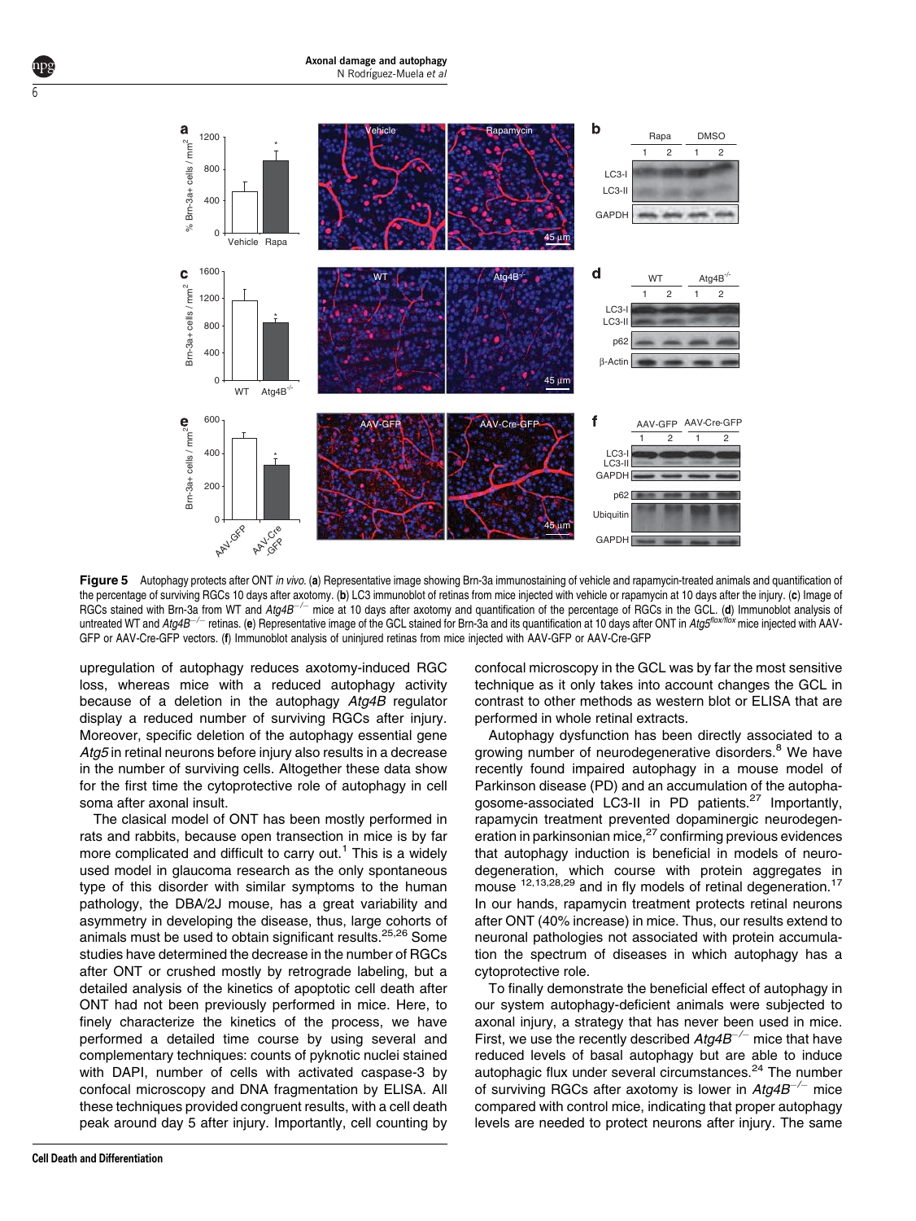**Figure 5** Autophagy protects after ONT *in vivo*. (**a**) Representative image showing Brn-3a immunostaining of vehicle and rapamycin-treated animals and quantification of the percentage of surviving RGCs 10 days after axotomy. (**b**) LC3 immunoblot of retinas from mice injected with vehicle or rapamycin at 10 days after the injury. (**c**) Image of RGCs stained with Brn-3a from WT and *Atg4B*$^{-/-}$ mice at 10 days after axotomy and quantification of the percentage of RGCs in the GCL. (**d**) Immunoblot analysis of untreated WT and *Atg4B*$^{-/-}$ retinas. (**e**) Representative image of the GCL stained for Brn-3a and its quantification at 10 days after ONT in *Atg5*$^{flox/flox}$ mice injected with AAV-GFP or AAV-Cre-GFP vectors. (**f**) Immunoblot analysis of uninjured retinas from mice injected with AAV-GFP or AAV-Cre-GFP

upregulation of autophagy reduces axotomy-induced RGC loss, whereas mice with a reduced autophagy activity because of a deletion in the autophagy *Atg4B* regulator display a reduced number of surviving RGCs after injury. Moreover, specific deletion of the autophagy essential gene *Atg5* in retinal neurons before injury also results in a decrease in the number of surviving cells. Altogether these data show for the first time the cytoprotective role of autophagy in cell soma after axonal insult.

The clasical model of ONT has been mostly performed in rats and rabbits, because open transection in mice is by far more complicated and difficult to carry out.[1] This is a widely used model in glaucoma research as the only spontaneous type of this disorder with similar symptoms to the human pathology, the DBA/2J mouse, has a great variability and asymmetry in developing the disease, thus, large cohorts of animals must be used to obtain significant results.[25,26] Some studies have determined the decrease in the number of RGCs after ONT or crushed mostly by retrograde labeling, but a detailed analysis of the kinetics of apoptotic cell death after ONT had not been previously performed in mice. Here, to finely characterize the kinetics of the process, we have performed a detailed time course by using several and complementary techniques: counts of pyknotic nuclei stained with DAPI, number of cells with activated caspase-3 by confocal microscopy and DNA fragmentation by ELISA. All these techniques provided congruent results, with a cell death peak around day 5 after injury. Importantly, cell counting by confocal microscopy in the GCL was by far the most sensitive technique as it only takes into account changes the GCL in contrast to other methods as western blot or ELISA that are performed in whole retinal extracts.

Autophagy dysfunction has been directly associated to a growing number of neurodegenerative disorders.[8] We have recently found impaired autophagy in a mouse model of Parkinson disease (PD) and an accumulation of the autophagosome-associated LC3-II in PD patients.[27] Importantly, rapamycin treatment prevented dopaminergic neurodegeneration in parkinsonian mice,[27] confirming previous evidences that autophagy induction is beneficial in models of neurodegeneration, which course with protein aggregates in mouse [12,13,28,29] and in fly models of retinal degeneration.[17] In our hands, rapamycin treatment protects retinal neurons after ONT (40% increase) in mice. Thus, our results extend to neuronal pathologies not associated with protein accumulation the spectrum of diseases in which autophagy has a cytoprotective role.

To finally demonstrate the beneficial effect of autophagy in our system autophagy-deficient animals were subjected to axonal injury, a strategy that has never been used in mice. First, we use the recently described *Atg4B*$^{-/-}$ mice that have reduced levels of basal autophagy but are able to induce autophagic flux under several circumstances.[24] The number of surviving RGCs after axotomy is lower in *Atg4B*$^{-/-}$ mice compared with control mice, indicating that proper autophagy levels are needed to protect neurons after injury. The same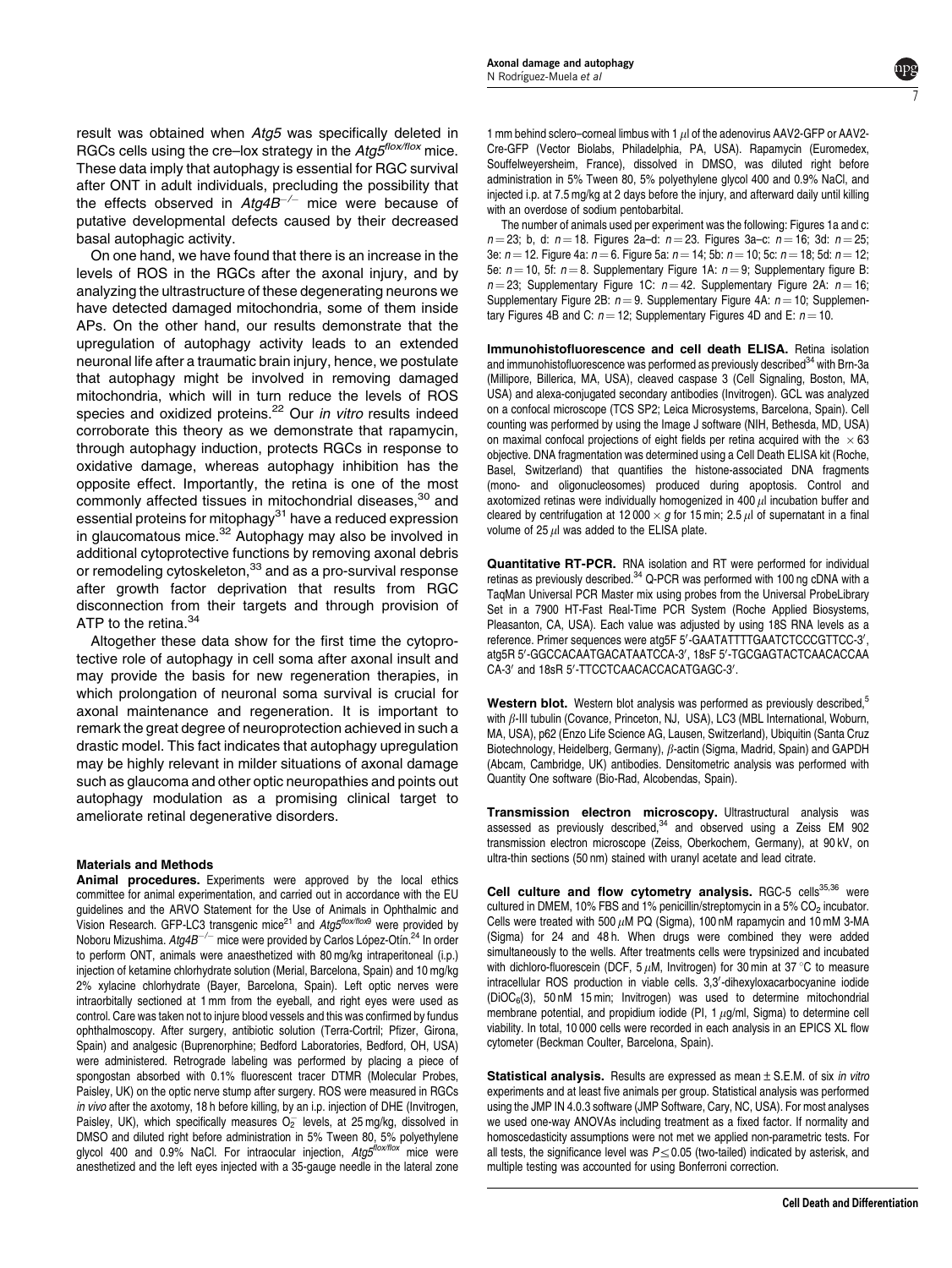result was obtained when *Atg5* was specifically deleted in RGCs cells using the cre–lox strategy in the $Atg5^{flox/flox}$ mice. These data imply that autophagy is essential for RGC survival after ONT in adult individuals, precluding the possibility that the effects observed in $Atg4B^{-/-}$ mice were because of putative developmental defects caused by their decreased basal autophagic activity.

On one hand, we have found that there is an increase in the levels of ROS in the RGCs after the axonal injury, and by analyzing the ultrastructure of these degenerating neurons we have detected damaged mitochondria, some of them inside APs. On the other hand, our results demonstrate that the upregulation of autophagy activity leads to an extended neuronal life after a traumatic brain injury, hence, we postulate that autophagy might be involved in removing damaged mitochondria, which will in turn reduce the levels of ROS species and oxidized proteins.[22] Our *in vitro* results indeed corroborate this theory as we demonstrate that rapamycin, through autophagy induction, protects RGCs in response to oxidative damage, whereas autophagy inhibition has the opposite effect. Importantly, the retina is one of the most commonly affected tissues in mitochondrial diseases,[30] and essential proteins for mitophagy[31] have a reduced expression in glaucomatous mice.[32] Autophagy may also be involved in additional cytoprotective functions by removing axonal debris or remodeling cytoskeleton,[33] and as a pro-survival response after growth factor deprivation that results from RGC disconnection from their targets and through provision of ATP to the retina.[34]

Altogether these data show for the first time the cytoprotective role of autophagy in cell soma after axonal insult and may provide the basis for new regeneration therapies, in which prolongation of neuronal soma survival is crucial for axonal maintenance and regeneration. It is important to remark the great degree of neuroprotection achieved in such a drastic model. This fact indicates that autophagy upregulation may be highly relevant in milder situations of axonal damage such as glaucoma and other optic neuropathies and points out autophagy modulation as a promising clinical target to ameliorate retinal degenerative disorders.

## Materials and Methods

**Animal procedures.** Experiments were approved by the local ethics committee for animal experimentation, and carried out in accordance with the EU guidelines and the ARVO Statement for the Use of Animals in Ophthalmic and Vision Research. GFP-LC3 transgenic mice[21] and $Atg5^{flox/flox}$[9] were provided by Noboru Mizushima. $Atg4B^{-/-}$ mice were provided by Carlos López-Otín.[24] In order to perform ONT, animals were anaesthetized with 80 mg/kg intraperitoneal (i.p.) injection of ketamine chlorhydrate solution (Merial, Barcelona, Spain) and 10 mg/kg 2% xylacine chlorhydrate (Bayer, Barcelona, Spain). Left optic nerves were intraorbitally sectioned at 1 mm from the eyeball, and right eyes were used as control. Care was taken not to injure blood vessels and this was confirmed by fundus ophthalmoscopy. After surgery, antibiotic solution (Terra-Cortril; Pfizer, Girona, Spain) and analgesic (Buprenorphine; Bedford Laboratories, Bedford, OH, USA) were administered. Retrograde labeling was performed by placing a piece of spongostan absorbed with 0.1% fluorescent tracer DTMR (Molecular Probes, Paisley, UK) on the optic nerve stump after surgery. ROS were measured in RGCs *in vivo* after the axotomy, 18 h before killing, by an i.p. injection of DHE (Invitrogen, Paisley, UK), which specifically measures $O_2^-$ levels, at 25 mg/kg, dissolved in DMSO and diluted right before administration in 5% Tween 80, 5% polyethylene glycol 400 and 0.9% NaCl. For intraocular injection, $Atg5^{flox/flox}$ mice were anesthetized and the left eyes injected with a 35-gauge needle in the lateral zone 1 mm behind sclero–corneal limbus with 1 $\mu$l of the adenovirus AAV2-GFP or AAV2-Cre-GFP (Vector Biolabs, Philadelphia, PA, USA). Rapamycin (Euromedex, Souffelweyersheim, France), dissolved in DMSO, was diluted right before administration in 5% Tween 80, 5% polyethylene glycol 400 and 0.9% NaCl, and injected i.p. at 7.5 mg/kg at 2 days before the injury, and afterward daily until killing with an overdose of sodium pentobarbital.

The number of animals used per experiment was the following: Figures 1a and c: $n=23$; b, d: $n=18$. Figures 2a–d: $n=23$. Figures 3a–c: $n=16$; 3d: $n=25$; 3e: $n=12$. Figure 4a: $n=6$. Figure 5a: $n=14$; 5b: $n=10$; 5c: $n=18$; 5d: $n=12$; 5e: $n=10$, 5f: $n=8$. Supplementary Figure 1A: $n=9$; Supplementary figure B: $n=23$; Supplementary Figure 1C: $n=42$. Supplementary Figure 2A: $n=16$; Supplementary Figure 2B: $n=9$. Supplementary Figure 4A: $n=10$; Supplementary Figures 4B and C: $n=12$; Supplementary Figures 4D and E: $n=10$.

**Immunohistofluorescence and cell death ELISA.** Retina isolation and immunohistofluorescence was performed as previously described[34] with Brn-3a (Millipore, Billerica, MA, USA), cleaved caspase 3 (Cell Signaling, Boston, MA, USA) and alexa-conjugated secondary antibodies (Invitrogen). GCL was analyzed on a confocal microscope (TCS SP2; Leica Microsystems, Barcelona, Spain). Cell counting was performed by using the Image J software (NIH, Bethesda, MD, USA) on maximal confocal projections of eight fields per retina acquired with the $\times 63$ objective. DNA fragmentation was determined using a Cell Death ELISA kit (Roche, Basel, Switzerland) that quantifies the histone-associated DNA fragments (mono- and oligonucleosomes) produced during apoptosis. Control and axotomized retinas were individually homogenized in 400 $\mu$l incubation buffer and cleared by centrifugation at 12 000 $\times g$ for 15 min; 2.5 $\mu$l of supernatant in a final volume of 25 $\mu$l was added to the ELISA plate.

**Quantitative RT-PCR.** RNA isolation and RT were performed for individual retinas as previously described.[34] Q-PCR was performed with 100 ng cDNA with a TaqMan Universal PCR Master mix using probes from the Universal ProbeLibrary Set in a 7900 HT-Fast Real-Time PCR System (Roche Applied Biosystems, Pleasanton, CA, USA). Each value was adjusted by using 18S RNA levels as a reference. Primer sequences were atg5F 5′-GAATATTTTGAATCTCCCGTTCC-3′, atg5R 5′-GGCCACAATGACATAATCCA-3′, 18sF 5′-TGCGAGTACTCAACACCAA CA-3′ and 18sR 5′-TTCCTCAACACCACATGAGC-3′.

**Western blot.** Western blot analysis was performed as previously described,[5] with $\beta$-III tubulin (Covance, Princeton, NJ, USA), LC3 (MBL International, Woburn, MA, USA), p62 (Enzo Life Science AG, Lausen, Switzerland), Ubiquitin (Santa Cruz Biotechnology, Heidelberg, Germany), $\beta$-actin (Sigma, Madrid, Spain) and GAPDH (Abcam, Cambridge, UK) antibodies. Densitometric analysis was performed with Quantity One software (Bio-Rad, Alcobendas, Spain).

**Transmission electron microscopy.** Ultrastructural analysis was assessed as previously described,[34] and observed using a Zeiss EM 902 transmission electron microscope (Zeiss, Oberkochem, Germany), at 90 kV, on ultra-thin sections (50 nm) stained with uranyl acetate and lead citrate.

**Cell culture and flow cytometry analysis.** RGC-5 cells[35,36] were cultured in DMEM, 10% FBS and 1% penicillin/streptomycin in a 5% $CO_2$ incubator. Cells were treated with 500 $\mu$M PQ (Sigma), 100 nM rapamycin and 10 mM 3-MA (Sigma) for 24 and 48 h. When drugs were combined they were added simultaneously to the wells. After treatments cells were trypsinized and incubated with dichloro-fluorescein (DCF, 5 $\mu$M, Invitrogen) for 30 min at 37 °C to measure intracellular ROS production in viable cells. 3,3′-dihexyloxacarbocyanine iodide ($DiOC_6(3)$, 50 nM 15 min; Invitrogen) was used to determine mitochondrial membrane potential, and propidium iodide (PI, 1 $\mu$g/ml, Sigma) to determine cell viability. In total, 10 000 cells were recorded in each analysis in an EPICS XL flow cytometer (Beckman Coulter, Barcelona, Spain).

**Statistical analysis.** Results are expressed as mean ± S.E.M. of six *in vitro* experiments and at least five animals per group. Statistical analysis was performed using the JMP IN 4.0.3 software (JMP Software, Cary, NC, USA). For most analyses we used one-way ANOVAs including treatment as a fixed factor. If normality and homoscedasticity assumptions were not met we applied non-parametric tests. For all tests, the significance level was $P \leq 0.05$ (two-tailed) indicated by asterisk, and multiple testing was accounted for using Bonferroni correction.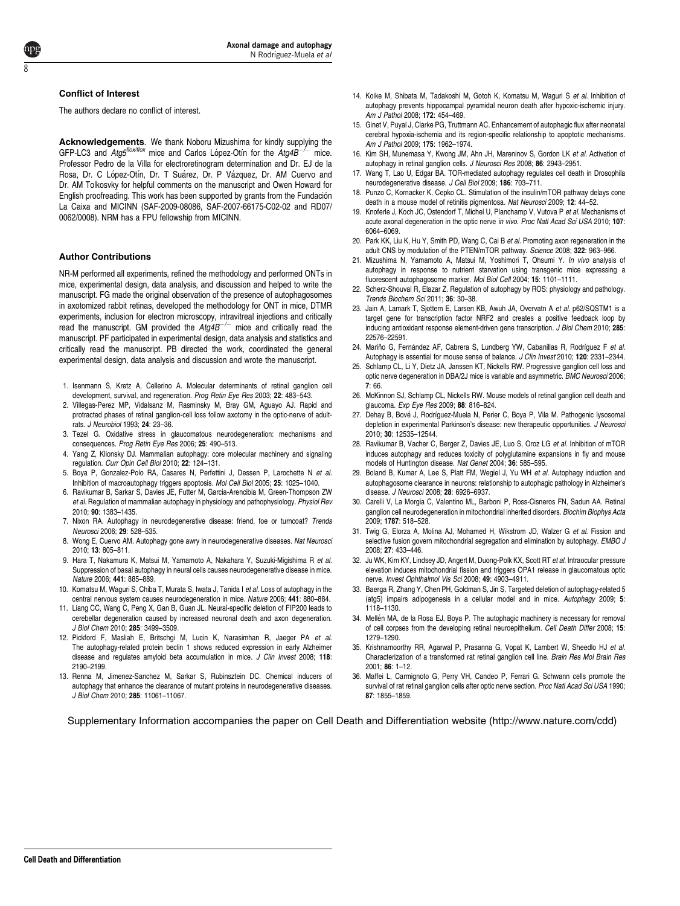### Conflict of Interest

The authors declare no conflict of interest.

**Acknowledgements**. We thank Noboru Mizushima for kindly supplying the GFP-LC3 and *Atg5*$^{flox/flox}$ mice and Carlos López-Otín for the *Atg4B*$^{-/-}$ mice. Professor Pedro de la Villa for electroretinogram determination and Dr. EJ de la Rosa, Dr. C López-Otín, Dr. T Suárez, Dr. P Vázquez, Dr. AM Cuervo and Dr. AM Tolkosvky for helpful comments on the manuscript and Owen Howard for English proofreading. This work has been supported by grants from the Fundación La Caixa and MICINN (SAF-2009-08086, SAF-2007-66175-C02-02 and RD07/0062/0008). NRM has a FPU fellowship from MICINN.

### Author Contributions

NR-M performed all experiments, refined the methodology and performed ONTs in mice, experimental design, data analysis, and discussion and helped to write the manuscript. FG made the original observation of the presence of autophagosomes in axotomized rabbit retinas, developed the methodology for ONT in mice, DTMR experiments, inclusion for electron microscopy, intravitreal injections and critically read the manuscript. GM provided the *Atg4B*$^{-/-}$ mice and critically read the manuscript. PF participated in experimental design, data analysis and statistics and critically read the manuscript. PB directed the work, coordinated the general experimental design, data analysis and discussion and wrote the manuscript.

1. Isenmann S, Kretz A, Cellerino A. Molecular determinants of retinal ganglion cell development, survival, and regeneration. *Prog Retin Eye Res* 2003; **22**: 483–543.
2. Villegas-Perez MP, Vidalsanz M, Rasminsky M, Bray GM, Aguayo AJ. Rapid and protracted phases of retinal ganglion-cell loss follow axotomy in the optic-nerve of adult-rats. *J Neurobiol* 1993; **24**: 23–36.
3. Tezel G. Oxidative stress in glaucomatous neurodegeneration: mechanisms and consequences. *Prog Retin Eye Res* 2006; **25**: 490–513.
4. Yang Z, Klionsky DJ. Mammalian autophagy: core molecular machinery and signaling regulation. *Curr Opin Cell Biol* 2010; **22**: 124–131.
5. Boya P, Gonzalez-Polo RA, Casares N, Perfettini J, Dessen P, Larochette N *et al.* Inhibition of macroautophagy triggers apoptosis. *Mol Cell Biol* 2005; **25**: 1025–1040.
6. Ravikumar B, Sarkar S, Davies JE, Futter M, Garcia-Arencibia M, Green-Thompson ZW *et al.* Regulation of mammalian autophagy in physiology and pathophysiology. *Physiol Rev* 2010; **90**: 1383–1435.
7. Nixon RA. Autophagy in neurodegenerative disease: friend, foe or turncoat? *Trends Neurosci* 2006; **29**: 528–535.
8. Wong E, Cuervo AM. Autophagy gone awry in neurodegenerative diseases. *Nat Neurosci* 2010; **13**: 805–811.
9. Hara T, Nakamura K, Matsui M, Yamamoto A, Nakahara Y, Suzuki-Migishima R *et al.* Suppression of basal autophagy in neural cells causes neurodegenerative disease in mice. *Nature* 2006; **441**: 885–889.
10. Komatsu M, Waguri S, Chiba T, Murata S, Iwata J, Tanida I *et al.* Loss of autophagy in the central nervous system causes neurodegeneration in mice. *Nature* 2006; **441**: 880–884.
11. Liang CC, Wang C, Peng X, Gan B, Guan JL. Neural-specific deletion of FIP200 leads to cerebellar degeneration caused by increased neuronal death and axon degeneration. *J Biol Chem* 2010; **285**: 3499–3509.
12. Pickford F, Masliah E, Britschgi M, Lucin K, Narasimhan R, Jaeger PA *et al.* The autophagy-related protein beclin 1 shows reduced expression in early Alzheimer disease and regulates amyloid beta accumulation in mice. *J Clin Invest* 2008; **118**: 2190–2199.
13. Renna M, Jimenez-Sanchez M, Sarkar S, Rubinsztein DC. Chemical inducers of autophagy that enhance the clearance of mutant proteins in neurodegenerative diseases. *J Biol Chem* 2010; **285**: 11061–11067.
14. Koike M, Shibata M, Tadakoshi M, Gotoh K, Komatsu M, Waguri S *et al.* Inhibition of autophagy prevents hippocampal pyramidal neuron death after hypoxic-ischemic injury. *Am J Pathol* 2008; **172**: 454–469.
15. Ginet V, Puyal J, Clarke PG, Truttmann AC. Enhancement of autophagic flux after neonatal cerebral hypoxia-ischemia and its region-specific relationship to apoptotic mechanisms. *Am J Pathol* 2009; **175**: 1962–1974.
16. Kim SH, Munemasa Y, Kwong JM, Ahn JH, Mareninov S, Gordon LK *et al.* Activation of autophagy in retinal ganglion cells. *J Neurosci Res* 2008; **86**: 2943–2951.
17. Wang T, Lao U, Edgar BA. TOR-mediated autophagy regulates cell death in Drosophila neurodegenerative disease. *J Cell Biol* 2009; **186**: 703–711.
18. Punzo C, Kornacker K, Cepko CL. Stimulation of the insulin/mTOR pathway delays cone death in a mouse model of retinitis pigmentosa. *Nat Neurosci* 2009; **12**: 44–52.
19. Knoferle J, Koch JC, Ostendorf T, Michel U, Planchamp V, Vutova P *et al.* Mechanisms of acute axonal degeneration in the optic nerve *in vivo*. *Proc Natl Acad Sci USA* 2010; **107**: 6064–6069.
20. Park KK, Liu K, Hu Y, Smith PD, Wang C, Cai B *et al.* Promoting axon regeneration in the adult CNS by modulation of the PTEN/mTOR pathway. *Science* 2008; **322**: 963–966.
21. Mizushima N, Yamamoto A, Matsui M, Yoshimori T, Ohsumi Y. *In vivo* analysis of autophagy in response to nutrient starvation using transgenic mice expressing a fluorescent autophagosome marker. *Mol Biol Cell* 2004; **15**: 1101–1111.
22. Scherz-Shouval R, Elazar Z. Regulation of autophagy by ROS: physiology and pathology. *Trends Biochem Sci* 2011; **36**: 30–38.
23. Jain A, Lamark T, Sjottem E, Larsen KB, Awuh JA, Overvatn A *et al.* p62/SQSTM1 is a target gene for transcription factor NRF2 and creates a positive feedback loop by inducing antioxidant response element-driven gene transcription. *J Biol Chem* 2010; **285**: 22576–22591.
24. Mariño G, Fernández AF, Cabrera S, Lundberg YW, Cabanillas R, Rodríguez F *et al.* Autophagy is essential for mouse sense of balance. *J Clin Invest* 2010; **120**: 2331–2344.
25. Schlamp CL, Li Y, Dietz JA, Janssen KT, Nickells RW. Progressive ganglion cell loss and optic nerve degeneration in DBA/2J mice is variable and asymmetric. *BMC Neurosci* 2006; **7**: 66.
26. McKinnon SJ, Schlamp CL, Nickells RW. Mouse models of retinal ganglion cell death and glaucoma. *Exp Eye Res* 2009; **88**: 816–824.
27. Dehay B, Bové J, Rodríguez-Muela N, Perier C, Boya P, Vila M. Pathogenic lysosomal depletion in experimental Parkinson's disease: new therapeutic opportunities. *J Neurosci* 2010; **30**: 12535–12544.
28. Ravikumar B, Vacher C, Berger Z, Davies JE, Luo S, Oroz LG *et al.* Inhibition of mTOR induces autophagy and reduces toxicity of polyglutamine expansions in fly and mouse models of Huntington disease. *Nat Genet* 2004; **36**: 585–595.
29. Boland B, Kumar A, Lee S, Platt FM, Wegiel J, Yu WH *et al.* Autophagy induction and autophagosome clearance in neurons: relationship to autophagic pathology in Alzheimer's disease. *J Neurosci* 2008; **28**: 6926–6937.
30. Carelli V, La Morgia C, Valentino ML, Barboni P, Ross-Cisneros FN, Sadun AA. Retinal ganglion cell neurodegeneration in mitochondrial inherited disorders. *Biochim Biophys Acta* 2009; **1787**: 518–528.
31. Twig G, Elorza A, Molina AJ, Mohamed H, Wikstrom JD, Walzer G *et al.* Fission and selective fusion govern mitochondrial segregation and elimination by autophagy. *EMBO J* 2008; **27**: 433–446.
32. Ju WK, Kim KY, Lindsey JD, Angert M, Duong-Polk KX, Scott RT *et al.* Intraocular pressure elevation induces mitochondrial fission and triggers OPA1 release in glaucomatous optic nerve. *Invest Ophthalmol Vis Sci* 2008; **49**: 4903–4911.
33. Baerga R, Zhang Y, Chen PH, Goldman S, Jin S. Targeted deletion of autophagy-related 5 (atg5) impairs adipogenesis in a cellular model and in mice. *Autophagy* 2009; **5**: 1118–1130.
34. Mellén MA, de la Rosa EJ, Boya P. The autophagic machinery is necessary for removal of cell corpses from the developing retinal neuroepithelium. *Cell Death Differ* 2008; **15**: 1279–1290.
35. Krishnamoorthy RR, Agarwal P, Prasanna G, Vopat K, Lambert W, Sheedlo HJ *et al.* Characterization of a transformed rat retinal ganglion cell line. *Brain Res Mol Brain Res* 2001; **86**: 1–12.
36. Maffei L, Carmignoto G, Perry VH, Candeo P, Ferrari G. Schwann cells promote the survival of rat retinal ganglion cells after optic nerve section. *Proc Natl Acad Sci USA* 1990; **87**: 1855–1859.

Supplementary Information accompanies the paper on Cell Death and Differentiation website (http://www.nature.com/cdd)